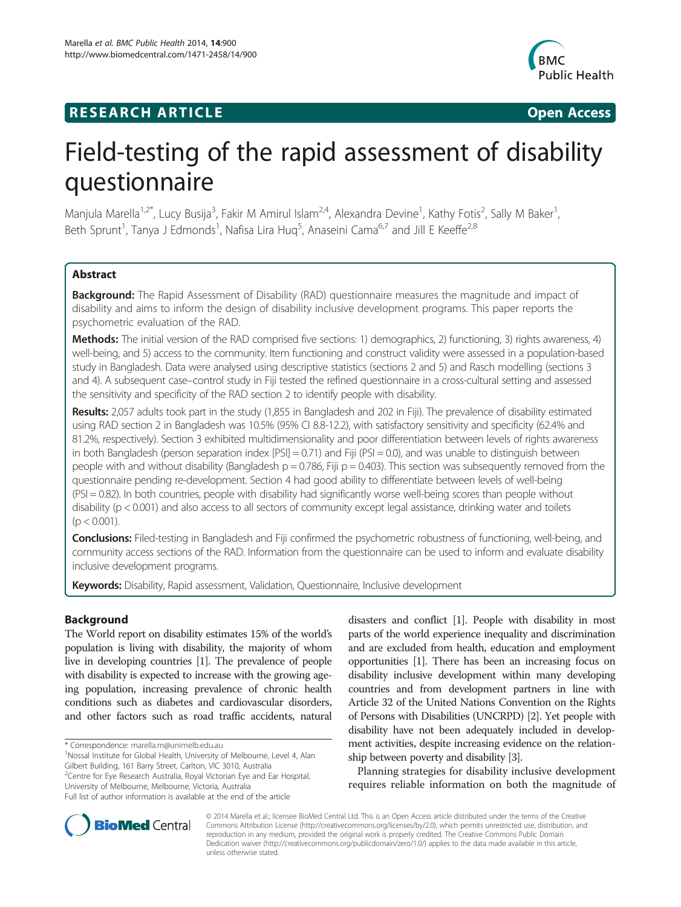RESEARCH ARTICLE

Open Access

# Field-testing of the rapid assessment of disability questionnaire

Manjula Marella[1,2*], Lucy Busija[3], Fakir M Amirul Islam[2,4], Alexandra Devine[1], Kathy Fotis[2], Sally M Baker[1], Beth Sprunt[1], Tanya J Edmonds[1], Nafisa Lira Huq[5], Anaseini Cama[6,7] and Jill E Keeffe[2,8]

## Abstract

**Background:** The Rapid Assessment of Disability (RAD) questionnaire measures the magnitude and impact of disability and aims to inform the design of disability inclusive development programs. This paper reports the psychometric evaluation of the RAD.

**Methods:** The initial version of the RAD comprised five sections: 1) demographics, 2) functioning, 3) rights awareness, 4) well-being, and 5) access to the community. Item functioning and construct validity were assessed in a population-based study in Bangladesh. Data were analysed using descriptive statistics (sections 2 and 5) and Rasch modelling (sections 3 and 4). A subsequent case–control study in Fiji tested the refined questionnaire in a cross-cultural setting and assessed the sensitivity and specificity of the RAD section 2 to identify people with disability.

**Results:** 2,057 adults took part in the study (1,855 in Bangladesh and 202 in Fiji). The prevalence of disability estimated using RAD section 2 in Bangladesh was 10.5% (95% CI 8.8-12.2), with satisfactory sensitivity and specificity (62.4% and 81.2%, respectively). Section 3 exhibited multidimensionality and poor differentiation between levels of rights awareness in both Bangladesh (person separation index [PSI] = 0.71) and Fiji (PSI = 0.0), and was unable to distinguish between people with and without disability (Bangladesh $p = 0.786$, Fiji $p = 0.403$). This section was subsequently removed from the questionnaire pending re-development. Section 4 had good ability to differentiate between levels of well-being (PSI = 0.82). In both countries, people with disability had significantly worse well-being scores than people without disability ($p < 0.001$) and also access to all sectors of community except legal assistance, drinking water and toilets ($p < 0.001$).

**Conclusions:** Filed-testing in Bangladesh and Fiji confirmed the psychometric robustness of functioning, well-being, and community access sections of the RAD. Information from the questionnaire can be used to inform and evaluate disability inclusive development programs.

**Keywords:** Disability, Rapid assessment, Validation, Questionnaire, Inclusive development

## Background

The World report on disability estimates 15% of the world's population is living with disability, the majority of whom live in developing countries [1]. The prevalence of people with disability is expected to increase with the growing ageing population, increasing prevalence of chronic health conditions such as diabetes and cardiovascular disorders, and other factors such as road traffic accidents, natural disasters and conflict [1]. People with disability in most parts of the world experience inequality and discrimination and are excluded from health, education and employment opportunities [1]. There has been an increasing focus on disability inclusive development within many developing countries and from development partners in line with Article 32 of the United Nations Convention on the Rights of Persons with Disabilities (UNCRPD) [2]. Yet people with disability have not been adequately included in development activities, despite increasing evidence on the relationship between poverty and disability [3].

Planning strategies for disability inclusive development requires reliable information on both the magnitude of

\* Correspondence: marella.m@unimelb.edu.au
[1]Nossal Institute for Global Health, University of Melbourne, Level 4, Alan Gilbert Building, 161 Barry Street, Carlton, VIC 3010, Australia
[2]Centre for Eye Research Australia, Royal Victorian Eye and Ear Hospital, University of Melbourne, Melbourne, Victoria, Australia
Full list of author information is available at the end of the article

© 2014 Marella et al.; licensee BioMed Central Ltd. This is an Open Access article distributed under the terms of the Creative Commons Attribution License (http://creativecommons.org/licenses/by/2.0), which permits unrestricted use, distribution, and reproduction in any medium, provided the original work is properly credited. The Creative Commons Public Domain Dedication waiver (http://creativecommons.org/publicdomain/zero/1.0/) applies to the data made available in this article, unless otherwise stated.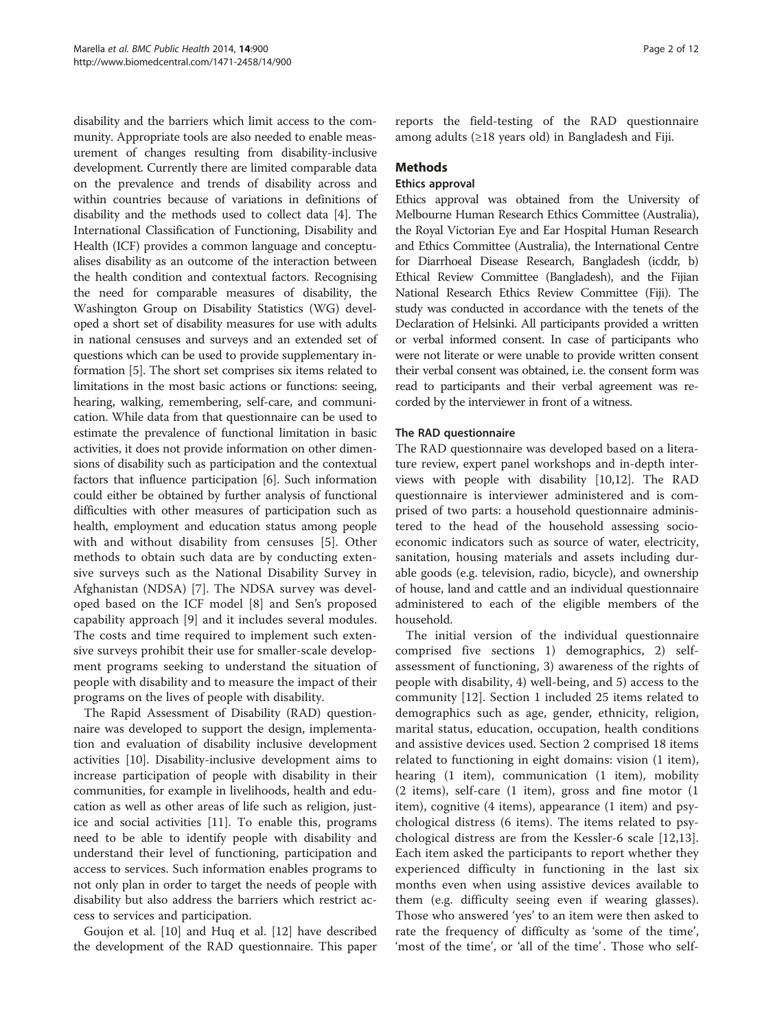disability and the barriers which limit access to the community. Appropriate tools are also needed to enable measurement of changes resulting from disability-inclusive development. Currently there are limited comparable data on the prevalence and trends of disability across and within countries because of variations in definitions of disability and the methods used to collect data [4]. The International Classification of Functioning, Disability and Health (ICF) provides a common language and conceptualises disability as an outcome of the interaction between the health condition and contextual factors. Recognising the need for comparable measures of disability, the Washington Group on Disability Statistics (WG) developed a short set of disability measures for use with adults in national censuses and surveys and an extended set of questions which can be used to provide supplementary information [5]. The short set comprises six items related to limitations in the most basic actions or functions: seeing, hearing, walking, remembering, self-care, and communication. While data from that questionnaire can be used to estimate the prevalence of functional limitation in basic activities, it does not provide information on other dimensions of disability such as participation and the contextual factors that influence participation [6]. Such information could either be obtained by further analysis of functional difficulties with other measures of participation such as health, employment and education status among people with and without disability from censuses [5]. Other methods to obtain such data are by conducting extensive surveys such as the National Disability Survey in Afghanistan (NDSA) [7]. The NDSA survey was developed based on the ICF model [8] and Sen's proposed capability approach [9] and it includes several modules. The costs and time required to implement such extensive surveys prohibit their use for smaller-scale development programs seeking to understand the situation of people with disability and to measure the impact of their programs on the lives of people with disability.

The Rapid Assessment of Disability (RAD) questionnaire was developed to support the design, implementation and evaluation of disability inclusive development activities [10]. Disability-inclusive development aims to increase participation of people with disability in their communities, for example in livelihoods, health and education as well as other areas of life such as religion, justice and social activities [11]. To enable this, programs need to be able to identify people with disability and understand their level of functioning, participation and access to services. Such information enables programs to not only plan in order to target the needs of people with disability but also address the barriers which restrict access to services and participation.

Goujon et al. [10] and Huq et al. [12] have described the development of the RAD questionnaire. This paper reports the field-testing of the RAD questionnaire among adults (≥18 years old) in Bangladesh and Fiji.

## Methods

### Ethics approval

Ethics approval was obtained from the University of Melbourne Human Research Ethics Committee (Australia), the Royal Victorian Eye and Ear Hospital Human Research and Ethics Committee (Australia), the International Centre for Diarrhoeal Disease Research, Bangladesh (icddr, b) Ethical Review Committee (Bangladesh), and the Fijian National Research Ethics Review Committee (Fiji). The study was conducted in accordance with the tenets of the Declaration of Helsinki. All participants provided a written or verbal informed consent. In case of participants who were not literate or were unable to provide written consent their verbal consent was obtained, i.e. the consent form was read to participants and their verbal agreement was recorded by the interviewer in front of a witness.

### The RAD questionnaire

The RAD questionnaire was developed based on a literature review, expert panel workshops and in-depth interviews with people with disability [10,12]. The RAD questionnaire is interviewer administered and is comprised of two parts: a household questionnaire administered to the head of the household assessing socioeconomic indicators such as source of water, electricity, sanitation, housing materials and assets including durable goods (e.g. television, radio, bicycle), and ownership of house, land and cattle and an individual questionnaire administered to each of the eligible members of the household.

The initial version of the individual questionnaire comprised five sections 1) demographics, 2) self-assessment of functioning, 3) awareness of the rights of people with disability, 4) well-being, and 5) access to the community [12]. Section 1 included 25 items related to demographics such as age, gender, ethnicity, religion, marital status, education, occupation, health conditions and assistive devices used. Section 2 comprised 18 items related to functioning in eight domains: vision (1 item), hearing (1 item), communication (1 item), mobility (2 items), self-care (1 item), gross and fine motor (1 item), cognitive (4 items), appearance (1 item) and psychological distress (6 items). The items related to psychological distress are from the Kessler-6 scale [12,13]. Each item asked the participants to report whether they experienced difficulty in functioning in the last six months even when using assistive devices available to them (e.g. difficulty seeing even if wearing glasses). Those who answered 'yes' to an item were then asked to rate the frequency of difficulty as 'some of the time', 'most of the time', or 'all of the time'. Those who self-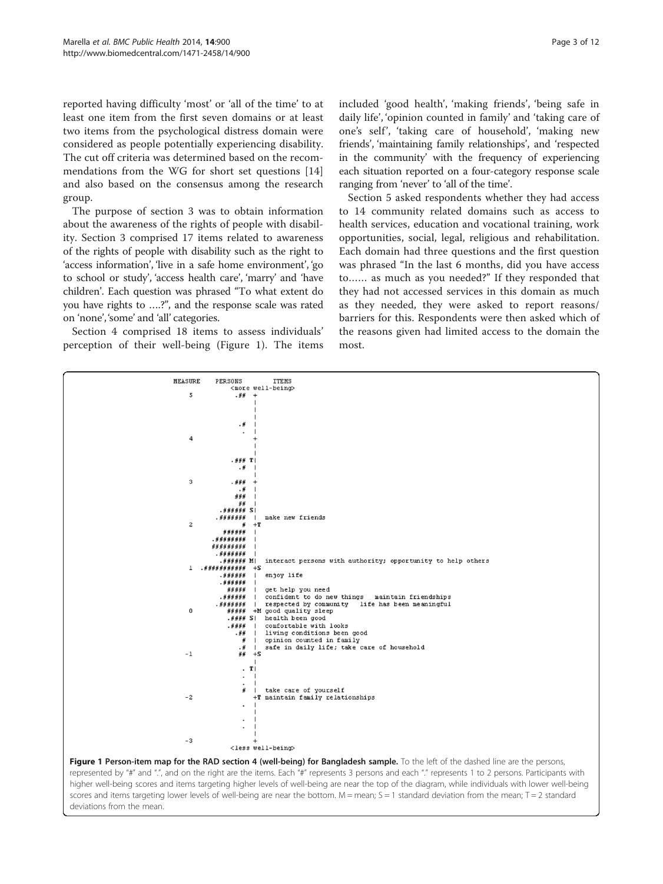reported having difficulty 'most' or 'all of the time' to at least one item from the first seven domains or at least two items from the psychological distress domain were considered as people potentially experiencing disability. The cut off criteria was determined based on the recommendations from the WG for short set questions [14] and also based on the consensus among the research group.

The purpose of section 3 was to obtain information about the awareness of the rights of people with disability. Section 3 comprised 17 items related to awareness of the rights of people with disability such as the right to 'access information', 'live in a safe home environment', 'go to school or study', 'access health care', 'marry' and 'have children'. Each question was phrased "To what extent do you have rights to ….?", and the response scale was rated on 'none', 'some' and 'all' categories.

Section 4 comprised 18 items to assess individuals' perception of their well-being (Figure 1). The items included 'good health', 'making friends', 'being safe in daily life', 'opinion counted in family' and 'taking care of one's self', 'taking care of household', 'making new friends', 'maintaining family relationships', and 'respected in the community' with the frequency of experiencing each situation reported on a four-category response scale ranging from 'never' to 'all of the time'.

Section 5 asked respondents whether they had access to 14 community related domains such as access to health services, education and vocational training, work opportunities, social, legal, religious and rehabilitation. Each domain had three questions and the first question was phrased "In the last 6 months, did you have access to…… as much as you needed?" If they responded that they had not accessed services in this domain as much as they needed, they were asked to report reasons/barriers for this. Respondents were then asked which of the reasons given had limited access to the domain the most.

```
MEASURE     PERSONS        ITEMS
               <more well-being>
   5             .##  +
                      |
                      |
                      |
                  .#  |
                   .  |
   4                  +
                      |
                      |
                .### T|
                  .#  |
                      |
   3            .###  +
                  .#  |
                 ###  |
                  ##  |
             .###### S|
            .#######  |  make new friends
   2               #  +T
              ######  |
           .########  |
           #########  |
            .#######  |
            .###### M|  interact persons with authority; opportunity to help others
   1    .##########  +S
             .######  |  enjoy life
             .######  |
               #####  |  get help you need
             .######  |  confident to do new things   maintain friendships
            .#######  |  respected by community   life has been meaningful
   0           #####  +M good quality sleep
              .#### S|  health been good
              .####  |  comfortable with looks
                .##  |  living conditions been good
                  #  |  opinion counted in family
                 .#  |  safe in daily life; take care of household
  -1             ##  +S
                      |
                   . T|
                   .  |
                   .  |
                   #  |  take care of yourself
  -2                  +T maintain family relationships
                   .  |
                      |
                   .  |
                   .  |
                      |
  -3                  +
               <less well-being>
```

**Figure 1 Person-item map for the RAD section 4 (well-being) for Bangladesh sample.** To the left of the dashed line are the persons, represented by "#" and ".", and on the right are the items. Each "#" represents 3 persons and each "." represents 1 to 2 persons. Participants with higher well-being scores and items targeting higher levels of well-being are near the top of the diagram, while individuals with lower well-being scores and items targeting lower levels of well-being are near the bottom. M = mean; S = 1 standard deviation from the mean; T = 2 standard deviations from the mean.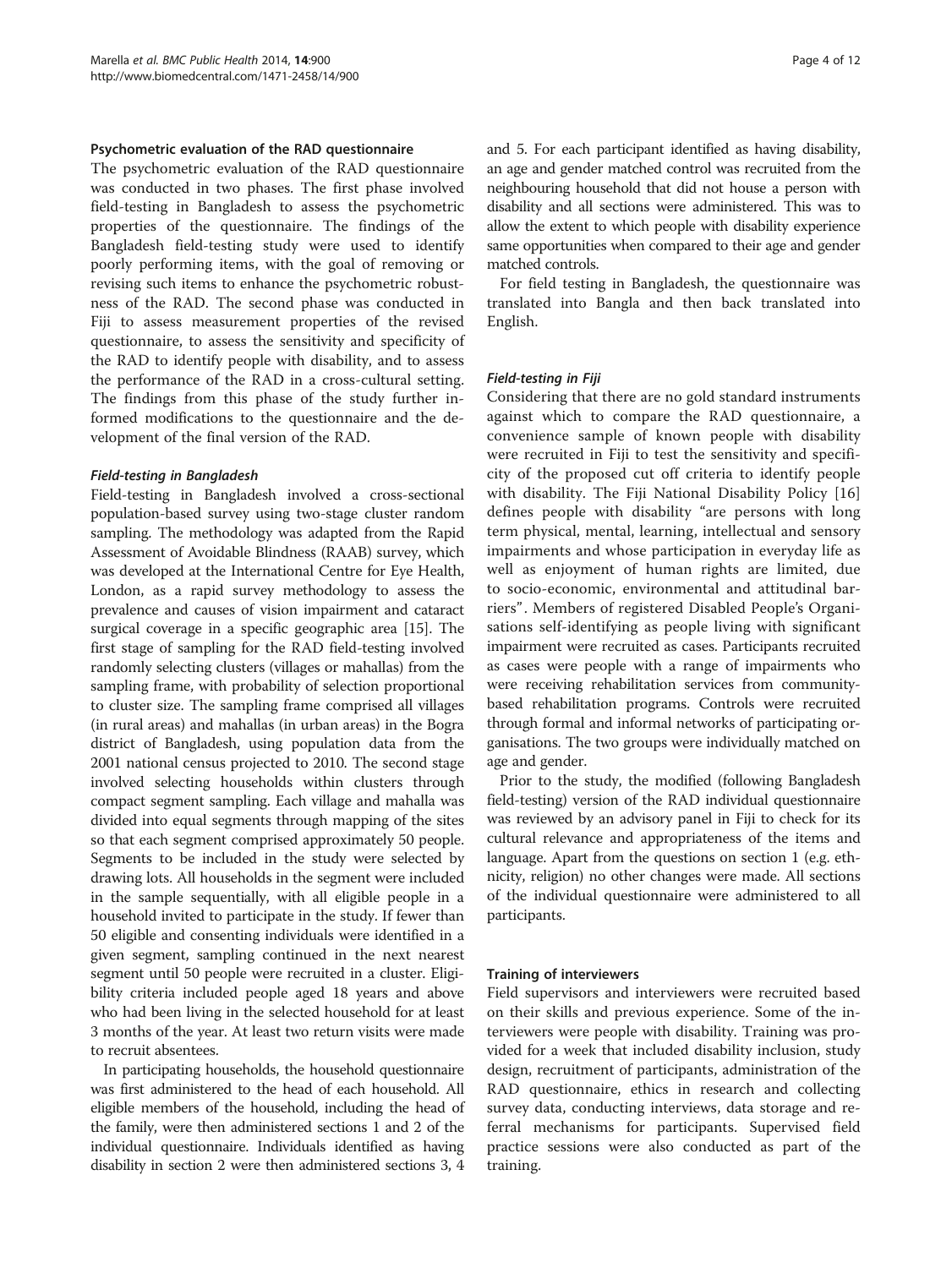### Psychometric evaluation of the RAD questionnaire

The psychometric evaluation of the RAD questionnaire was conducted in two phases. The first phase involved field-testing in Bangladesh to assess the psychometric properties of the questionnaire. The findings of the Bangladesh field-testing study were used to identify poorly performing items, with the goal of removing or revising such items to enhance the psychometric robustness of the RAD. The second phase was conducted in Fiji to assess measurement properties of the revised questionnaire, to assess the sensitivity and specificity of the RAD to identify people with disability, and to assess the performance of the RAD in a cross-cultural setting. The findings from this phase of the study further informed modifications to the questionnaire and the development of the final version of the RAD.

#### *Field-testing in Bangladesh*

Field-testing in Bangladesh involved a cross-sectional population-based survey using two-stage cluster random sampling. The methodology was adapted from the Rapid Assessment of Avoidable Blindness (RAAB) survey, which was developed at the International Centre for Eye Health, London, as a rapid survey methodology to assess the prevalence and causes of vision impairment and cataract surgical coverage in a specific geographic area [15]. The first stage of sampling for the RAD field-testing involved randomly selecting clusters (villages or mahallas) from the sampling frame, with probability of selection proportional to cluster size. The sampling frame comprised all villages (in rural areas) and mahallas (in urban areas) in the Bogra district of Bangladesh, using population data from the 2001 national census projected to 2010. The second stage involved selecting households within clusters through compact segment sampling. Each village and mahalla was divided into equal segments through mapping of the sites so that each segment comprised approximately 50 people. Segments to be included in the study were selected by drawing lots. All households in the segment were included in the sample sequentially, with all eligible people in a household invited to participate in the study. If fewer than 50 eligible and consenting individuals were identified in a given segment, sampling continued in the next nearest segment until 50 people were recruited in a cluster. Eligibility criteria included people aged 18 years and above who had been living in the selected household for at least 3 months of the year. At least two return visits were made to recruit absentees.

In participating households, the household questionnaire was first administered to the head of each household. All eligible members of the household, including the head of the family, were then administered sections 1 and 2 of the individual questionnaire. Individuals identified as having disability in section 2 were then administered sections 3, 4 and 5. For each participant identified as having disability, an age and gender matched control was recruited from the neighbouring household that did not house a person with disability and all sections were administered. This was to allow the extent to which people with disability experience same opportunities when compared to their age and gender matched controls.

For field testing in Bangladesh, the questionnaire was translated into Bangla and then back translated into English.

#### *Field-testing in Fiji*

Considering that there are no gold standard instruments against which to compare the RAD questionnaire, a convenience sample of known people with disability were recruited in Fiji to test the sensitivity and specificity of the proposed cut off criteria to identify people with disability. The Fiji National Disability Policy [16] defines people with disability "are persons with long term physical, mental, learning, intellectual and sensory impairments and whose participation in everyday life as well as enjoyment of human rights are limited, due to socio-economic, environmental and attitudinal barriers". Members of registered Disabled People's Organisations self-identifying as people living with significant impairment were recruited as cases. Participants recruited as cases were people with a range of impairments who were receiving rehabilitation services from community-based rehabilitation programs. Controls were recruited through formal and informal networks of participating organisations. The two groups were individually matched on age and gender.

Prior to the study, the modified (following Bangladesh field-testing) version of the RAD individual questionnaire was reviewed by an advisory panel in Fiji to check for its cultural relevance and appropriateness of the items and language. Apart from the questions on section 1 (e.g. ethnicity, religion) no other changes were made. All sections of the individual questionnaire were administered to all participants.

### Training of interviewers

Field supervisors and interviewers were recruited based on their skills and previous experience. Some of the interviewers were people with disability. Training was provided for a week that included disability inclusion, study design, recruitment of participants, administration of the RAD questionnaire, ethics in research and collecting survey data, conducting interviews, data storage and referral mechanisms for participants. Supervised field practice sessions were also conducted as part of the training.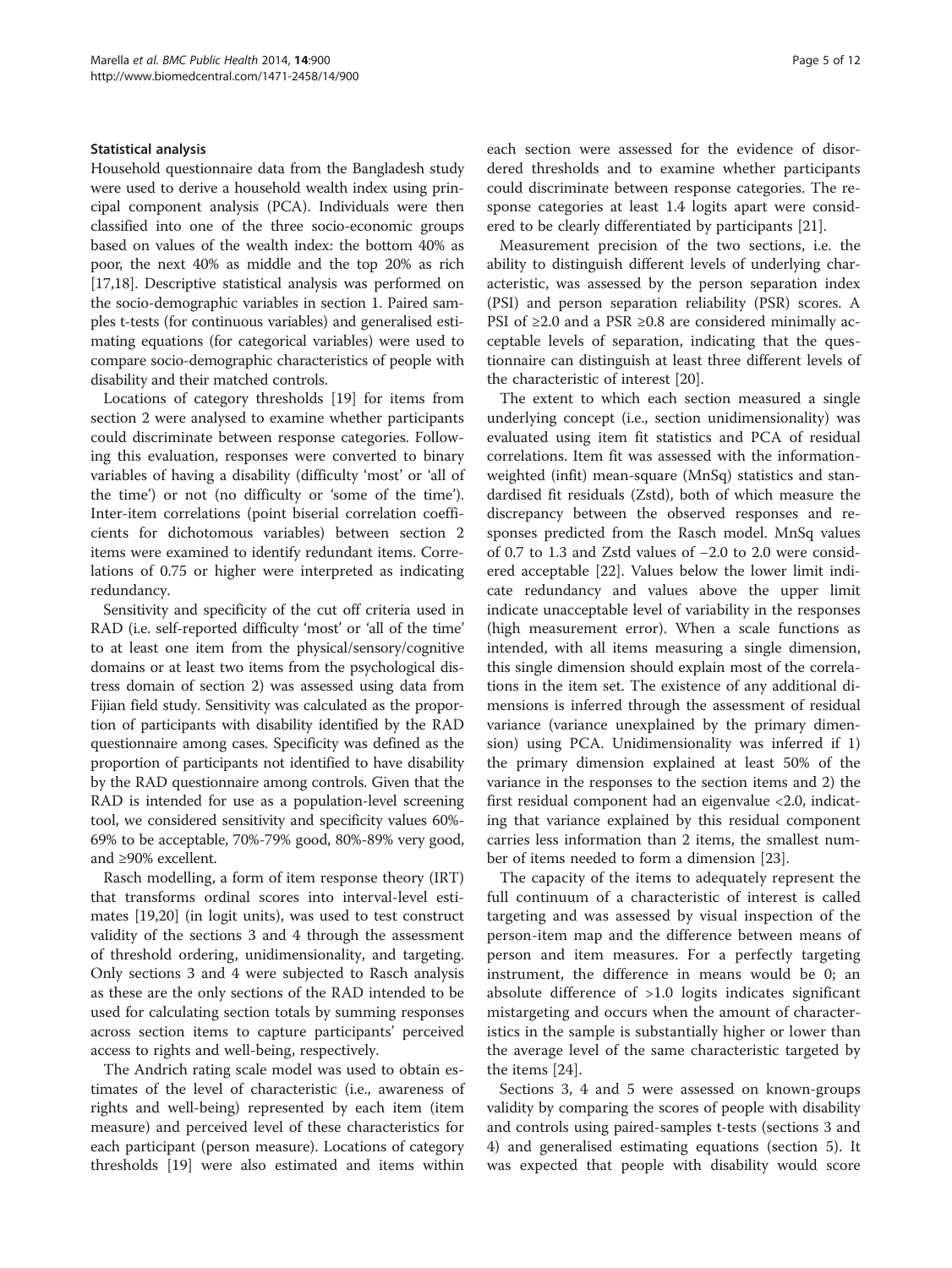#### Statistical analysis

Household questionnaire data from the Bangladesh study were used to derive a household wealth index using principal component analysis (PCA). Individuals were then classified into one of the three socio-economic groups based on values of the wealth index: the bottom 40% as poor, the next 40% as middle and the top 20% as rich [17,18]. Descriptive statistical analysis was performed on the socio-demographic variables in section 1. Paired samples t-tests (for continuous variables) and generalised estimating equations (for categorical variables) were used to compare socio-demographic characteristics of people with disability and their matched controls.

Locations of category thresholds [19] for items from section 2 were analysed to examine whether participants could discriminate between response categories. Following this evaluation, responses were converted to binary variables of having a disability (difficulty 'most' or 'all of the time') or not (no difficulty or 'some of the time'). Inter-item correlations (point biserial correlation coefficients for dichotomous variables) between section 2 items were examined to identify redundant items. Correlations of 0.75 or higher were interpreted as indicating redundancy.

Sensitivity and specificity of the cut off criteria used in RAD (i.e. self-reported difficulty 'most' or 'all of the time' to at least one item from the physical/sensory/cognitive domains or at least two items from the psychological distress domain of section 2) was assessed using data from Fijian field study. Sensitivity was calculated as the proportion of participants with disability identified by the RAD questionnaire among cases. Specificity was defined as the proportion of participants not identified to have disability by the RAD questionnaire among controls. Given that the RAD is intended for use as a population-level screening tool, we considered sensitivity and specificity values 60%-69% to be acceptable, 70%-79% good, 80%-89% very good, and ≥90% excellent.

Rasch modelling, a form of item response theory (IRT) that transforms ordinal scores into interval-level estimates [19,20] (in logit units), was used to test construct validity of the sections 3 and 4 through the assessment of threshold ordering, unidimensionality, and targeting. Only sections 3 and 4 were subjected to Rasch analysis as these are the only sections of the RAD intended to be used for calculating section totals by summing responses across section items to capture participants' perceived access to rights and well-being, respectively.

The Andrich rating scale model was used to obtain estimates of the level of characteristic (i.e., awareness of rights and well-being) represented by each item (item measure) and perceived level of these characteristics for each participant (person measure). Locations of category thresholds [19] were also estimated and items within each section were assessed for the evidence of disordered thresholds and to examine whether participants could discriminate between response categories. The response categories at least 1.4 logits apart were considered to be clearly differentiated by participants [21].

Measurement precision of the two sections, i.e. the ability to distinguish different levels of underlying characteristic, was assessed by the person separation index (PSI) and person separation reliability (PSR) scores. A PSI of ≥2.0 and a PSR ≥0.8 are considered minimally acceptable levels of separation, indicating that the questionnaire can distinguish at least three different levels of the characteristic of interest [20].

The extent to which each section measured a single underlying concept (i.e., section unidimensionality) was evaluated using item fit statistics and PCA of residual correlations. Item fit was assessed with the information-weighted (infit) mean-square (MnSq) statistics and standardised fit residuals (Zstd), both of which measure the discrepancy between the observed responses and responses predicted from the Rasch model. MnSq values of 0.7 to 1.3 and Zstd values of −2.0 to 2.0 were considered acceptable [22]. Values below the lower limit indicate redundancy and values above the upper limit indicate unacceptable level of variability in the responses (high measurement error). When a scale functions as intended, with all items measuring a single dimension, this single dimension should explain most of the correlations in the item set. The existence of any additional dimensions is inferred through the assessment of residual variance (variance unexplained by the primary dimension) using PCA. Unidimensionality was inferred if 1) the primary dimension explained at least 50% of the variance in the responses to the section items and 2) the first residual component had an eigenvalue <2.0, indicating that variance explained by this residual component carries less information than 2 items, the smallest number of items needed to form a dimension [23].

The capacity of the items to adequately represent the full continuum of a characteristic of interest is called targeting and was assessed by visual inspection of the person-item map and the difference between means of person and item measures. For a perfectly targeting instrument, the difference in means would be 0; an absolute difference of >1.0 logits indicates significant mistargeting and occurs when the amount of characteristics in the sample is substantially higher or lower than the average level of the same characteristic targeted by the items [24].

Sections 3, 4 and 5 were assessed on known-groups validity by comparing the scores of people with disability and controls using paired-samples t-tests (sections 3 and 4) and generalised estimating equations (section 5). It was expected that people with disability would score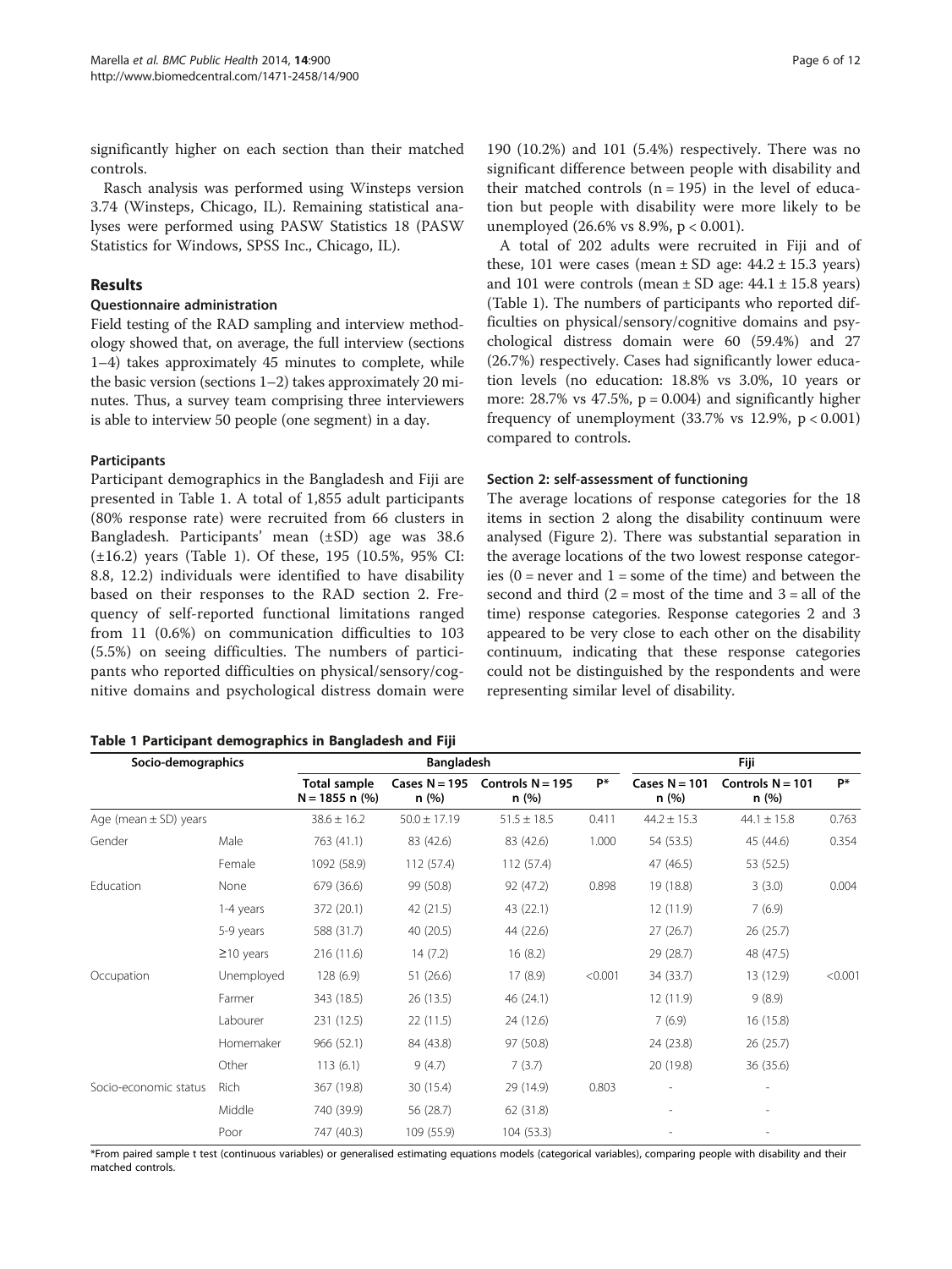significantly higher on each section than their matched controls.

Rasch analysis was performed using Winsteps version 3.74 (Winsteps, Chicago, IL). Remaining statistical analyses were performed using PASW Statistics 18 (PASW Statistics for Windows, SPSS Inc., Chicago, IL).

## Results

### Questionnaire administration

Field testing of the RAD sampling and interview methodology showed that, on average, the full interview (sections 1–4) takes approximately 45 minutes to complete, while the basic version (sections 1–2) takes approximately 20 minutes. Thus, a survey team comprising three interviewers is able to interview 50 people (one segment) in a day.

### Participants

Participant demographics in the Bangladesh and Fiji are presented in Table 1. A total of 1,855 adult participants (80% response rate) were recruited from 66 clusters in Bangladesh. Participants' mean (±SD) age was 38.6 (±16.2) years (Table 1). Of these, 195 (10.5%, 95% CI: 8.8, 12.2) individuals were identified to have disability based on their responses to the RAD section 2. Frequency of self-reported functional limitations ranged from 11 (0.6%) on communication difficulties to 103 (5.5%) on seeing difficulties. The numbers of participants who reported difficulties on physical/sensory/cognitive domains and psychological distress domain were 190 (10.2%) and 101 (5.4%) respectively. There was no significant difference between people with disability and their matched controls (n = 195) in the level of education but people with disability were more likely to be unemployed (26.6% vs 8.9%, p < 0.001).

A total of 202 adults were recruited in Fiji and of these, 101 were cases (mean ± SD age: 44.2 ± 15.3 years) and 101 were controls (mean ± SD age: 44.1 ± 15.8 years) (Table 1). The numbers of participants who reported difficulties on physical/sensory/cognitive domains and psychological distress domain were 60 (59.4%) and 27 (26.7%) respectively. Cases had significantly lower education levels (no education: 18.8% vs 3.0%, 10 years or more: 28.7% vs 47.5%, p = 0.004) and significantly higher frequency of unemployment (33.7% vs 12.9%, p < 0.001) compared to controls.

### Section 2: self-assessment of functioning

The average locations of response categories for the 18 items in section 2 along the disability continuum were analysed (Figure 2). There was substantial separation in the average locations of the two lowest response categories (0 = never and 1 = some of the time) and between the second and third (2 = most of the time and 3 = all of the time) response categories. Response categories 2 and 3 appeared to be very close to each other on the disability continuum, indicating that these response categories could not be distinguished by the respondents and were representing similar level of disability.

**Table 1 Participant demographics in Bangladesh and Fiji**

| Socio-demographics | | Bangladesh | | | | Fiji | | |
|---|---|---|---|---|---|---|---|---|
| | | Total sample N = 1855 n (%) | Cases N = 195 n (%) | Controls N = 195 n (%) | P* | Cases N = 101 n (%) | Controls N = 101 n (%) | P* |
| Age (mean ± SD) years | | 38.6 ± 16.2 | 50.0 ± 17.19 | 51.5 ± 18.5 | 0.411 | 44.2 ± 15.3 | 44.1 ± 15.8 | 0.763 |
| Gender | Male | 763 (41.1) | 83 (42.6) | 83 (42.6) | 1.000 | 54 (53.5) | 45 (44.6) | 0.354 |
| | Female | 1092 (58.9) | 112 (57.4) | 112 (57.4) | | 47 (46.5) | 53 (52.5) | |
| Education | None | 679 (36.6) | 99 (50.8) | 92 (47.2) | 0.898 | 19 (18.8) | 3 (3.0) | 0.004 |
| | 1-4 years | 372 (20.1) | 42 (21.5) | 43 (22.1) | | 12 (11.9) | 7 (6.9) | |
| | 5-9 years | 588 (31.7) | 40 (20.5) | 44 (22.6) | | 27 (26.7) | 26 (25.7) | |
| | ≥10 years | 216 (11.6) | 14 (7.2) | 16 (8.2) | | 29 (28.7) | 48 (47.5) | |
| Occupation | Unemployed | 128 (6.9) | 51 (26.6) | 17 (8.9) | <0.001 | 34 (33.7) | 13 (12.9) | <0.001 |
| | Farmer | 343 (18.5) | 26 (13.5) | 46 (24.1) | | 12 (11.9) | 9 (8.9) | |
| | Labourer | 231 (12.5) | 22 (11.5) | 24 (12.6) | | 7 (6.9) | 16 (15.8) | |
| | Homemaker | 966 (52.1) | 84 (43.8) | 97 (50.8) | | 24 (23.8) | 26 (25.7) | |
| | Other | 113 (6.1) | 9 (4.7) | 7 (3.7) | | 20 (19.8) | 36 (35.6) | |
| Socio-economic status | Rich | 367 (19.8) | 30 (15.4) | 29 (14.9) | 0.803 | - | - | |
| | Middle | 740 (39.9) | 56 (28.7) | 62 (31.8) | | - | - | |
| | Poor | 747 (40.3) | 109 (55.9) | 104 (53.3) | | - | - | |

*From paired sample t test (continuous variables) or generalised estimating equations models (categorical variables), comparing people with disability and their matched controls.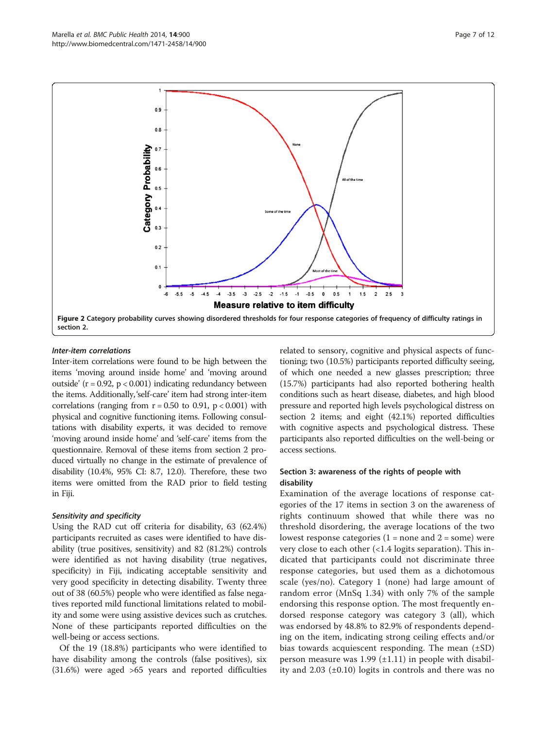**Figure 2** Category probability curves showing disordered thresholds for four response categories of frequency of difficulty ratings in section 2.

### *Inter-item correlations*

Inter-item correlations were found to be high between the items 'moving around inside home' and 'moving around outside' ($r = 0.92$, $p < 0.001$) indicating redundancy between the items. Additionally, 'self-care' item had strong inter-item correlations (ranging from $r = 0.50$ to $0.91$, $p < 0.001$) with physical and cognitive functioning items. Following consultations with disability experts, it was decided to remove 'moving around inside home' and 'self-care' items from the questionnaire. Removal of these items from section 2 produced virtually no change in the estimate of prevalence of disability (10.4%, 95% CI: 8.7, 12.0). Therefore, these two items were omitted from the RAD prior to field testing in Fiji.

### *Sensitivity and specificity*

Using the RAD cut off criteria for disability, 63 (62.4%) participants recruited as cases were identified to have disability (true positives, sensitivity) and 82 (81.2%) controls were identified as not having disability (true negatives, specificity) in Fiji, indicating acceptable sensitivity and very good specificity in detecting disability. Twenty three out of 38 (60.5%) people who were identified as false negatives reported mild functional limitations related to mobility and some were using assistive devices such as crutches. None of these participants reported difficulties on the well-being or access sections.

Of the 19 (18.8%) participants who were identified to have disability among the controls (false positives), six (31.6%) were aged >65 years and reported difficulties related to sensory, cognitive and physical aspects of functioning; two (10.5%) participants reported difficulty seeing, of which one needed a new glasses prescription; three (15.7%) participants had also reported bothering health conditions such as heart disease, diabetes, and high blood pressure and reported high levels psychological distress on section 2 items; and eight (42.1%) reported difficulties with cognitive aspects and psychological distress. These participants also reported difficulties on the well-being or access sections.

## Section 3: awareness of the rights of people with disability

Examination of the average locations of response categories of the 17 items in section 3 on the awareness of rights continuum showed that while there was no threshold disordering, the average locations of the two lowest response categories (1 = none and 2 = some) were very close to each other (<1.4 logits separation). This indicated that participants could not discriminate three response categories, but used them as a dichotomous scale (yes/no). Category 1 (none) had large amount of random error (MnSq 1.34) with only 7% of the sample endorsing this response option. The most frequently endorsed response category was category 3 (all), which was endorsed by 48.8% to 82.9% of respondents depending on the item, indicating strong ceiling effects and/or bias towards acquiescent responding. The mean (±SD) person measure was 1.99 (±1.11) in people with disability and 2.03 (±0.10) logits in controls and there was no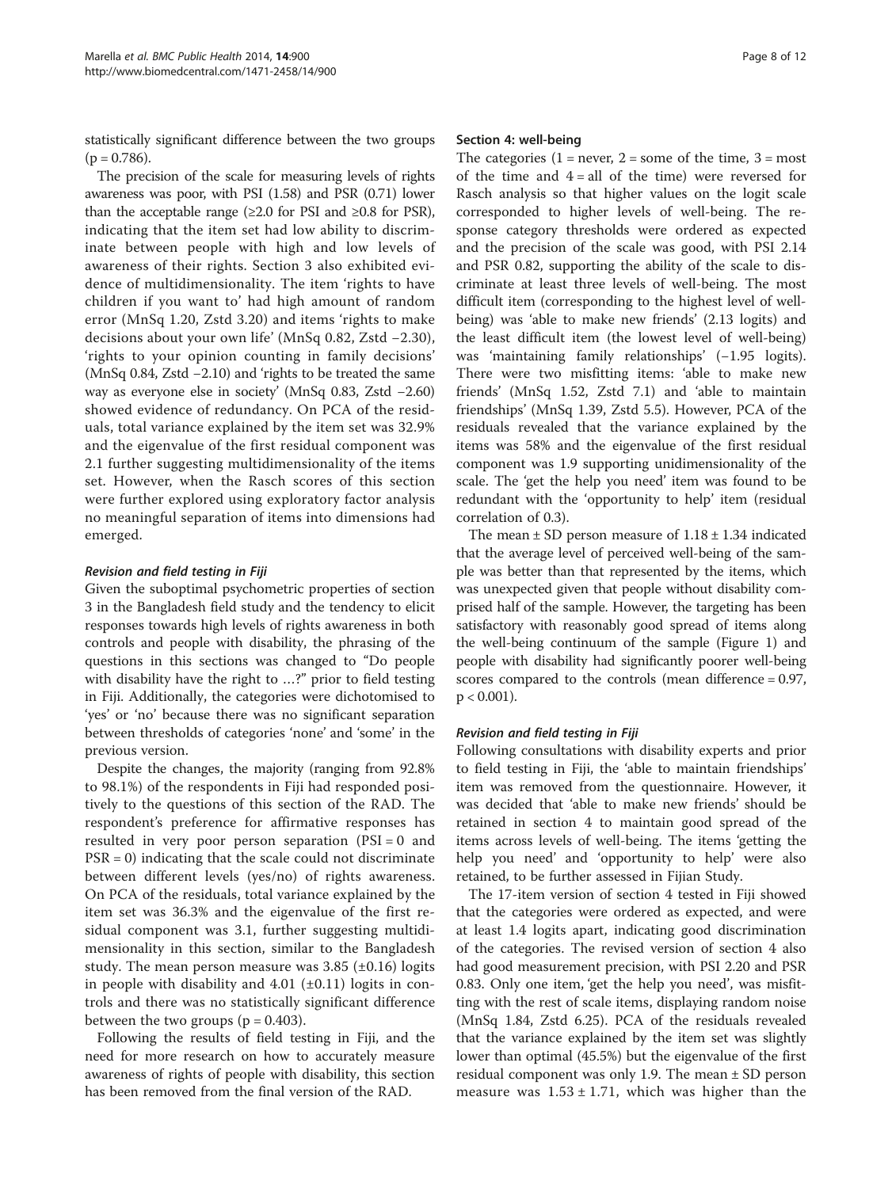statistically significant difference between the two groups ($p = 0.786$).

The precision of the scale for measuring levels of rights awareness was poor, with PSI (1.58) and PSR (0.71) lower than the acceptable range (≥2.0 for PSI and ≥0.8 for PSR), indicating that the item set had low ability to discriminate between people with high and low levels of awareness of their rights. Section 3 also exhibited evidence of multidimensionality. The item 'rights to have children if you want to' had high amount of random error (MnSq 1.20, Zstd 3.20) and items 'rights to make decisions about your own life' (MnSq 0.82, Zstd −2.30), 'rights to your opinion counting in family decisions' (MnSq 0.84, Zstd −2.10) and 'rights to be treated the same way as everyone else in society' (MnSq 0.83, Zstd −2.60) showed evidence of redundancy. On PCA of the residuals, total variance explained by the item set was 32.9% and the eigenvalue of the first residual component was 2.1 further suggesting multidimensionality of the items set. However, when the Rasch scores of this section were further explored using exploratory factor analysis no meaningful separation of items into dimensions had emerged.

#### *Revision and field testing in Fiji*

Given the suboptimal psychometric properties of section 3 in the Bangladesh field study and the tendency to elicit responses towards high levels of rights awareness in both controls and people with disability, the phrasing of the questions in this sections was changed to "Do people with disability have the right to …?" prior to field testing in Fiji. Additionally, the categories were dichotomised to 'yes' or 'no' because there was no significant separation between thresholds of categories 'none' and 'some' in the previous version.

Despite the changes, the majority (ranging from 92.8% to 98.1%) of the respondents in Fiji had responded positively to the questions of this section of the RAD. The respondent's preference for affirmative responses has resulted in very poor person separation (PSI = 0 and PSR = 0) indicating that the scale could not discriminate between different levels (yes/no) of rights awareness. On PCA of the residuals, total variance explained by the item set was 36.3% and the eigenvalue of the first residual component was 3.1, further suggesting multidimensionality in this section, similar to the Bangladesh study. The mean person measure was 3.85 (±0.16) logits in people with disability and 4.01 (±0.11) logits in controls and there was no statistically significant difference between the two groups ($p = 0.403$).

Following the results of field testing in Fiji, and the need for more research on how to accurately measure awareness of rights of people with disability, this section has been removed from the final version of the RAD.

### Section 4: well-being

The categories (1 = never, 2 = some of the time, 3 = most of the time and 4 = all of the time) were reversed for Rasch analysis so that higher values on the logit scale corresponded to higher levels of well-being. The response category thresholds were ordered as expected and the precision of the scale was good, with PSI 2.14 and PSR 0.82, supporting the ability of the scale to discriminate at least three levels of well-being. The most difficult item (corresponding to the highest level of well-being) was 'able to make new friends' (2.13 logits) and the least difficult item (the lowest level of well-being) was 'maintaining family relationships' (−1.95 logits). There were two misfitting items: 'able to make new friends' (MnSq 1.52, Zstd 7.1) and 'able to maintain friendships' (MnSq 1.39, Zstd 5.5). However, PCA of the residuals revealed that the variance explained by the items was 58% and the eigenvalue of the first residual component was 1.9 supporting unidimensionality of the scale. The 'get the help you need' item was found to be redundant with the 'opportunity to help' item (residual correlation of 0.3).

The mean ± SD person measure of 1.18 ± 1.34 indicated that the average level of perceived well-being of the sample was better than that represented by the items, which was unexpected given that people without disability comprised half of the sample. However, the targeting has been satisfactory with reasonably good spread of items along the well-being continuum of the sample (Figure 1) and people with disability had significantly poorer well-being scores compared to the controls (mean difference = 0.97, $p < 0.001$).

#### *Revision and field testing in Fiji*

Following consultations with disability experts and prior to field testing in Fiji, the 'able to maintain friendships' item was removed from the questionnaire. However, it was decided that 'able to make new friends' should be retained in section 4 to maintain good spread of the items across levels of well-being. The items 'getting the help you need' and 'opportunity to help' were also retained, to be further assessed in Fijian Study.

The 17-item version of section 4 tested in Fiji showed that the categories were ordered as expected, and were at least 1.4 logits apart, indicating good discrimination of the categories. The revised version of section 4 also had good measurement precision, with PSI 2.20 and PSR 0.83. Only one item, 'get the help you need', was misfitting with the rest of scale items, displaying random noise (MnSq 1.84, Zstd 6.25). PCA of the residuals revealed that the variance explained by the item set was slightly lower than optimal (45.5%) but the eigenvalue of the first residual component was only 1.9. The mean ± SD person measure was 1.53 ± 1.71, which was higher than the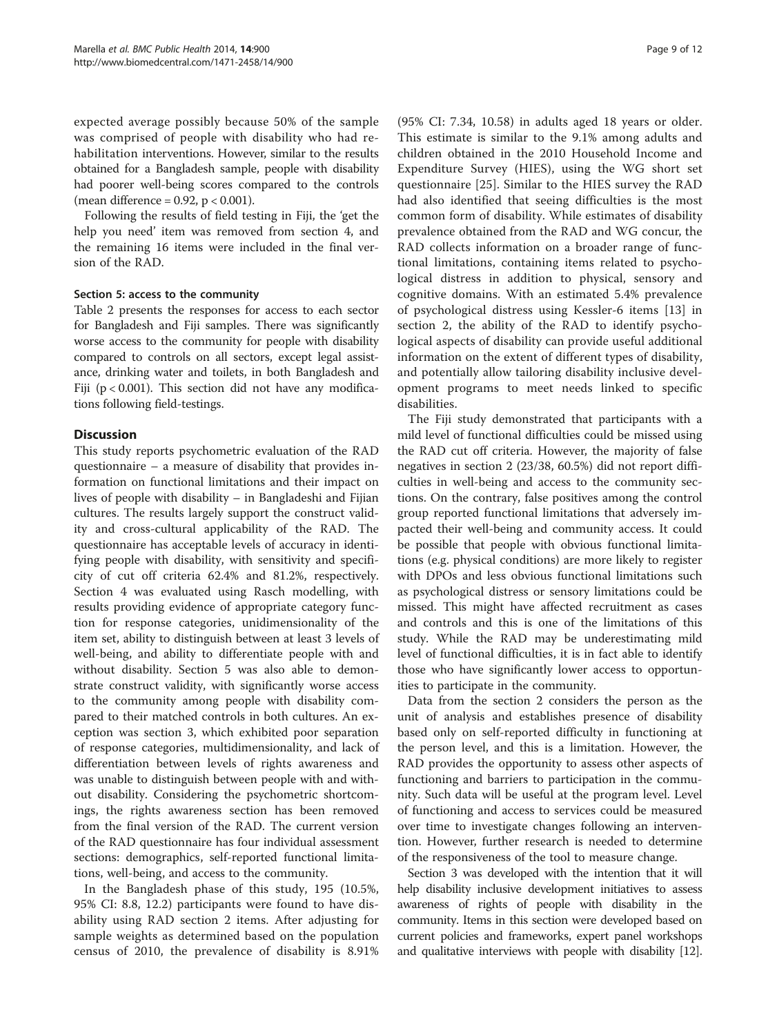expected average possibly because 50% of the sample was comprised of people with disability who had rehabilitation interventions. However, similar to the results obtained for a Bangladesh sample, people with disability had poorer well-being scores compared to the controls (mean difference = 0.92, $p < 0.001$).

Following the results of field testing in Fiji, the 'get the help you need' item was removed from section 4, and the remaining 16 items were included in the final version of the RAD.

#### Section 5: access to the community

Table 2 presents the responses for access to each sector for Bangladesh and Fiji samples. There was significantly worse access to the community for people with disability compared to controls on all sectors, except legal assistance, drinking water and toilets, in both Bangladesh and Fiji ($p < 0.001$). This section did not have any modifications following field-testings.

## Discussion

This study reports psychometric evaluation of the RAD questionnaire – a measure of disability that provides information on functional limitations and their impact on lives of people with disability – in Bangladeshi and Fijian cultures. The results largely support the construct validity and cross-cultural applicability of the RAD. The questionnaire has acceptable levels of accuracy in identifying people with disability, with sensitivity and specificity of cut off criteria 62.4% and 81.2%, respectively. Section 4 was evaluated using Rasch modelling, with results providing evidence of appropriate category function for response categories, unidimensionality of the item set, ability to distinguish between at least 3 levels of well-being, and ability to differentiate people with and without disability. Section 5 was also able to demonstrate construct validity, with significantly worse access to the community among people with disability compared to their matched controls in both cultures. An exception was section 3, which exhibited poor separation of response categories, multidimensionality, and lack of differentiation between levels of rights awareness and was unable to distinguish between people with and without disability. Considering the psychometric shortcomings, the rights awareness section has been removed from the final version of the RAD. The current version of the RAD questionnaire has four individual assessment sections: demographics, self-reported functional limitations, well-being, and access to the community.

In the Bangladesh phase of this study, 195 (10.5%, 95% CI: 8.8, 12.2) participants were found to have disability using RAD section 2 items. After adjusting for sample weights as determined based on the population census of 2010, the prevalence of disability is 8.91% (95% CI: 7.34, 10.58) in adults aged 18 years or older. This estimate is similar to the 9.1% among adults and children obtained in the 2010 Household Income and Expenditure Survey (HIES), using the WG short set questionnaire [25]. Similar to the HIES survey the RAD had also identified that seeing difficulties is the most common form of disability. While estimates of disability prevalence obtained from the RAD and WG concur, the RAD collects information on a broader range of functional limitations, containing items related to psychological distress in addition to physical, sensory and cognitive domains. With an estimated 5.4% prevalence of psychological distress using Kessler-6 items [13] in section 2, the ability of the RAD to identify psychological aspects of disability can provide useful additional information on the extent of different types of disability, and potentially allow tailoring disability inclusive development programs to meet needs linked to specific disabilities.

The Fiji study demonstrated that participants with a mild level of functional difficulties could be missed using the RAD cut off criteria. However, the majority of false negatives in section 2 (23/38, 60.5%) did not report difficulties in well-being and access to the community sections. On the contrary, false positives among the control group reported functional limitations that adversely impacted their well-being and community access. It could be possible that people with obvious functional limitations (e.g. physical conditions) are more likely to register with DPOs and less obvious functional limitations such as psychological distress or sensory limitations could be missed. This might have affected recruitment as cases and controls and this is one of the limitations of this study. While the RAD may be underestimating mild level of functional difficulties, it is in fact able to identify those who have significantly lower access to opportunities to participate in the community.

Data from the section 2 considers the person as the unit of analysis and establishes presence of disability based only on self-reported difficulty in functioning at the person level, and this is a limitation. However, the RAD provides the opportunity to assess other aspects of functioning and barriers to participation in the community. Such data will be useful at the program level. Level of functioning and access to services could be measured over time to investigate changes following an intervention. However, further research is needed to determine of the responsiveness of the tool to measure change.

Section 3 was developed with the intention that it will help disability inclusive development initiatives to assess awareness of rights of people with disability in the community. Items in this section were developed based on current policies and frameworks, expert panel workshops and qualitative interviews with people with disability [12].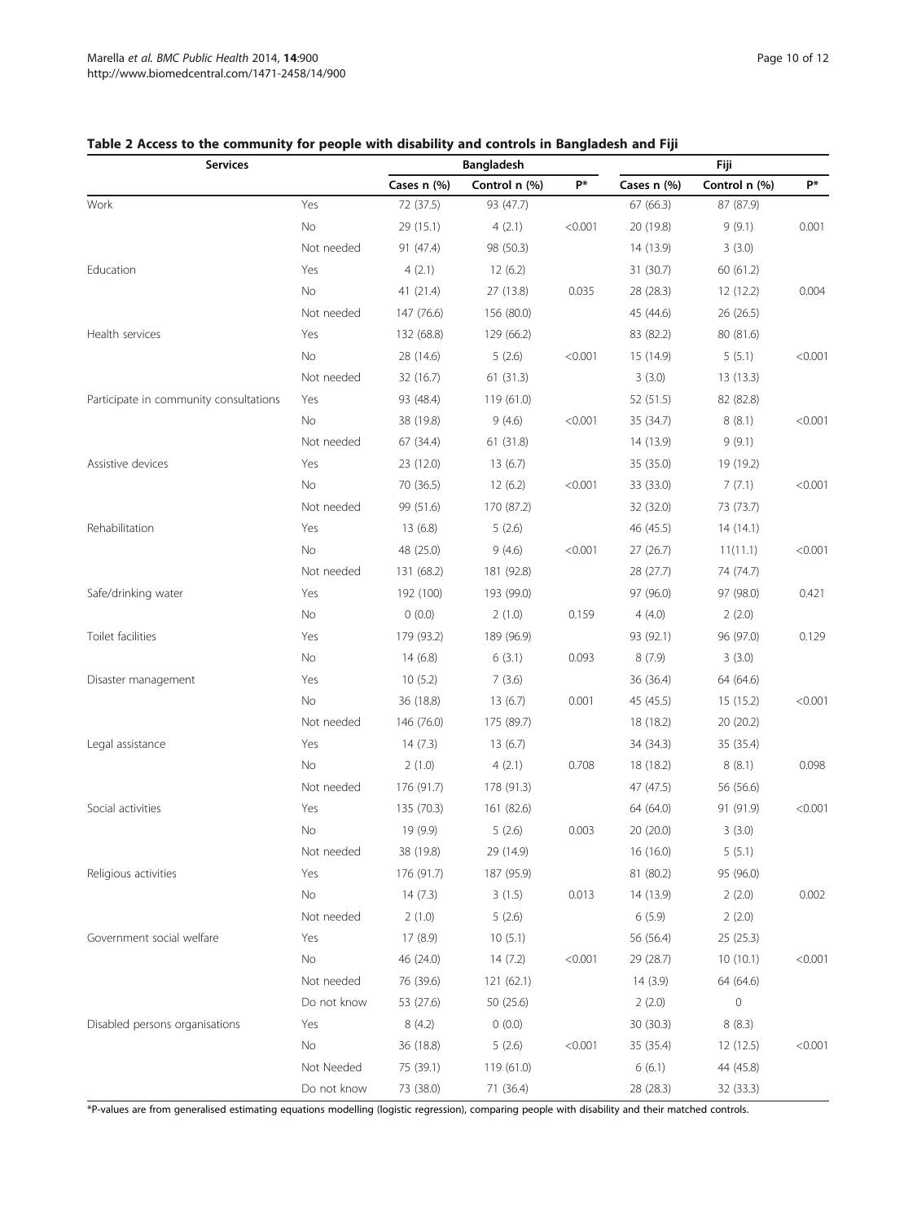**Table 2 Access to the community for people with disability and controls in Bangladesh and Fiji**

| Services | | Bangladesh | | | Fiji | | |
|---|---|---|---|---|---|---|---|
| | | Cases n (%) | Control n (%) | P* | Cases n (%) | Control n (%) | P* |
| Work | Yes | 72 (37.5) | 93 (47.7) | | 67 (66.3) | 87 (87.9) | |
| | No | 29 (15.1) | 4 (2.1) | <0.001 | 20 (19.8) | 9 (9.1) | 0.001 |
| | Not needed | 91 (47.4) | 98 (50.3) | | 14 (13.9) | 3 (3.0) | |
| Education | Yes | 4 (2.1) | 12 (6.2) | | 31 (30.7) | 60 (61.2) | |
| | No | 41 (21.4) | 27 (13.8) | 0.035 | 28 (28.3) | 12 (12.2) | 0.004 |
| | Not needed | 147 (76.6) | 156 (80.0) | | 45 (44.6) | 26 (26.5) | |
| Health services | Yes | 132 (68.8) | 129 (66.2) | | 83 (82.2) | 80 (81.6) | |
| | No | 28 (14.6) | 5 (2.6) | <0.001 | 15 (14.9) | 5 (5.1) | <0.001 |
| | Not needed | 32 (16.7) | 61 (31.3) | | 3 (3.0) | 13 (13.3) | |
| Participate in community consultations | Yes | 93 (48.4) | 119 (61.0) | | 52 (51.5) | 82 (82.8) | |
| | No | 38 (19.8) | 9 (4.6) | <0.001 | 35 (34.7) | 8 (8.1) | <0.001 |
| | Not needed | 67 (34.4) | 61 (31.8) | | 14 (13.9) | 9 (9.1) | |
| Assistive devices | Yes | 23 (12.0) | 13 (6.7) | | 35 (35.0) | 19 (19.2) | |
| | No | 70 (36.5) | 12 (6.2) | <0.001 | 33 (33.0) | 7 (7.1) | <0.001 |
| | Not needed | 99 (51.6) | 170 (87.2) | | 32 (32.0) | 73 (73.7) | |
| Rehabilitation | Yes | 13 (6.8) | 5 (2.6) | | 46 (45.5) | 14 (14.1) | |
| | No | 48 (25.0) | 9 (4.6) | <0.001 | 27 (26.7) | 11(11.1) | <0.001 |
| | Not needed | 131 (68.2) | 181 (92.8) | | 28 (27.7) | 74 (74.7) | |
| Safe/drinking water | Yes | 192 (100) | 193 (99.0) | | 97 (96.0) | 97 (98.0) | 0.421 |
| | No | 0 (0.0) | 2 (1.0) | 0.159 | 4 (4.0) | 2 (2.0) | |
| Toilet facilities | Yes | 179 (93.2) | 189 (96.9) | | 93 (92.1) | 96 (97.0) | 0.129 |
| | No | 14 (6.8) | 6 (3.1) | 0.093 | 8 (7.9) | 3 (3.0) | |
| Disaster management | Yes | 10 (5.2) | 7 (3.6) | | 36 (36.4) | 64 (64.6) | |
| | No | 36 (18.8) | 13 (6.7) | 0.001 | 45 (45.5) | 15 (15.2) | <0.001 |
| | Not needed | 146 (76.0) | 175 (89.7) | | 18 (18.2) | 20 (20.2) | |
| Legal assistance | Yes | 14 (7.3) | 13 (6.7) | | 34 (34.3) | 35 (35.4) | |
| | No | 2 (1.0) | 4 (2.1) | 0.708 | 18 (18.2) | 8 (8.1) | 0.098 |
| | Not needed | 176 (91.7) | 178 (91.3) | | 47 (47.5) | 56 (56.6) | |
| Social activities | Yes | 135 (70.3) | 161 (82.6) | | 64 (64.0) | 91 (91.9) | <0.001 |
| | No | 19 (9.9) | 5 (2.6) | 0.003 | 20 (20.0) | 3 (3.0) | |
| | Not needed | 38 (19.8) | 29 (14.9) | | 16 (16.0) | 5 (5.1) | |
| Religious activities | Yes | 176 (91.7) | 187 (95.9) | | 81 (80.2) | 95 (96.0) | |
| | No | 14 (7.3) | 3 (1.5) | 0.013 | 14 (13.9) | 2 (2.0) | 0.002 |
| | Not needed | 2 (1.0) | 5 (2.6) | | 6 (5.9) | 2 (2.0) | |
| Government social welfare | Yes | 17 (8.9) | 10 (5.1) | | 56 (56.4) | 25 (25.3) | |
| | No | 46 (24.0) | 14 (7.2) | <0.001 | 29 (28.7) | 10 (10.1) | <0.001 |
| | Not needed | 76 (39.6) | 121 (62.1) | | 14 (3.9) | 64 (64.6) | |
| | Do not know | 53 (27.6) | 50 (25.6) | | 2 (2.0) | 0 | |
| Disabled persons organisations | Yes | 8 (4.2) | 0 (0.0) | | 30 (30.3) | 8 (8.3) | |
| | No | 36 (18.8) | 5 (2.6) | <0.001 | 35 (35.4) | 12 (12.5) | <0.001 |
| | Not Needed | 75 (39.1) | 119 (61.0) | | 6 (6.1) | 44 (45.8) | |
| | Do not know | 73 (38.0) | 71 (36.4) | | 28 (28.3) | 32 (33.3) | |

*P-values are from generalised estimating equations modelling (logistic regression), comparing people with disability and their matched controls.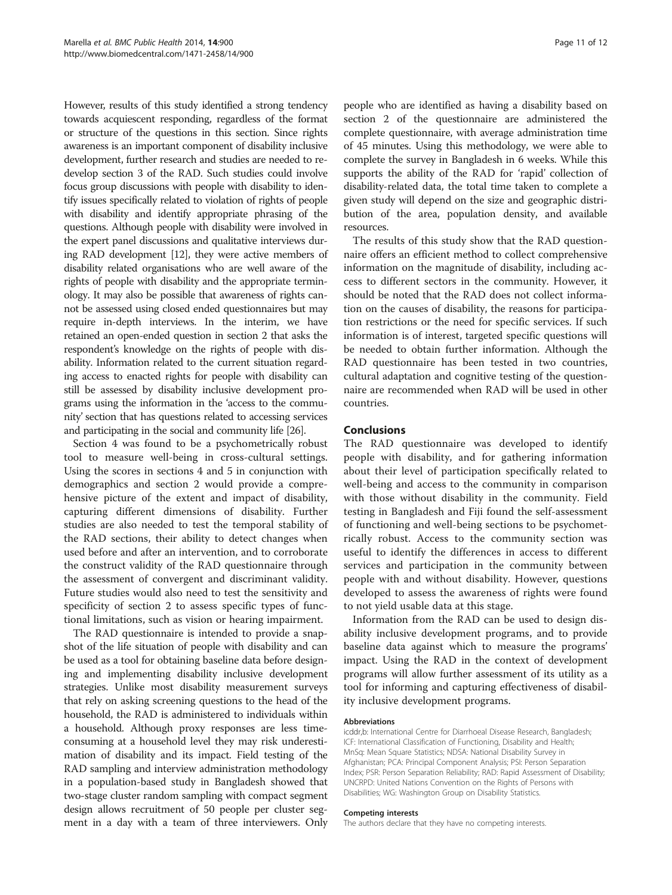However, results of this study identified a strong tendency towards acquiescent responding, regardless of the format or structure of the questions in this section. Since rights awareness is an important component of disability inclusive development, further research and studies are needed to redevelop section 3 of the RAD. Such studies could involve focus group discussions with people with disability to identify issues specifically related to violation of rights of people with disability and identify appropriate phrasing of the questions. Although people with disability were involved in the expert panel discussions and qualitative interviews during RAD development [12], they were active members of disability related organisations who are well aware of the rights of people with disability and the appropriate terminology. It may also be possible that awareness of rights cannot be assessed using closed ended questionnaires but may require in-depth interviews. In the interim, we have retained an open-ended question in section 2 that asks the respondent's knowledge on the rights of people with disability. Information related to the current situation regarding access to enacted rights for people with disability can still be assessed by disability inclusive development programs using the information in the 'access to the community' section that has questions related to accessing services and participating in the social and community life [26].

Section 4 was found to be a psychometrically robust tool to measure well-being in cross-cultural settings. Using the scores in sections 4 and 5 in conjunction with demographics and section 2 would provide a comprehensive picture of the extent and impact of disability, capturing different dimensions of disability. Further studies are also needed to test the temporal stability of the RAD sections, their ability to detect changes when used before and after an intervention, and to corroborate the construct validity of the RAD questionnaire through the assessment of convergent and discriminant validity. Future studies would also need to test the sensitivity and specificity of section 2 to assess specific types of functional limitations, such as vision or hearing impairment.

The RAD questionnaire is intended to provide a snapshot of the life situation of people with disability and can be used as a tool for obtaining baseline data before designing and implementing disability inclusive development strategies. Unlike most disability measurement surveys that rely on asking screening questions to the head of the household, the RAD is administered to individuals within a household. Although proxy responses are less time-consuming at a household level they may risk underestimation of disability and its impact. Field testing of the RAD sampling and interview administration methodology in a population-based study in Bangladesh showed that two-stage cluster random sampling with compact segment design allows recruitment of 50 people per cluster segment in a day with a team of three interviewers. Only people who are identified as having a disability based on section 2 of the questionnaire are administered the complete questionnaire, with average administration time of 45 minutes. Using this methodology, we were able to complete the survey in Bangladesh in 6 weeks. While this supports the ability of the RAD for 'rapid' collection of disability-related data, the total time taken to complete a given study will depend on the size and geographic distribution of the area, population density, and available resources.

The results of this study show that the RAD questionnaire offers an efficient method to collect comprehensive information on the magnitude of disability, including access to different sectors in the community. However, it should be noted that the RAD does not collect information on the causes of disability, the reasons for participation restrictions or the need for specific services. If such information is of interest, targeted specific questions will be needed to obtain further information. Although the RAD questionnaire has been tested in two countries, cultural adaptation and cognitive testing of the questionnaire are recommended when RAD will be used in other countries.

## Conclusions

The RAD questionnaire was developed to identify people with disability, and for gathering information about their level of participation specifically related to well-being and access to the community in comparison with those without disability in the community. Field testing in Bangladesh and Fiji found the self-assessment of functioning and well-being sections to be psychometrically robust. Access to the community section was useful to identify the differences in access to different services and participation in the community between people with and without disability. However, questions developed to assess the awareness of rights were found to not yield usable data at this stage.

Information from the RAD can be used to design disability inclusive development programs, and to provide baseline data against which to measure the programs' impact. Using the RAD in the context of development programs will allow further assessment of its utility as a tool for informing and capturing effectiveness of disability inclusive development programs.

#### Abbreviations

icddr,b: International Centre for Diarrhoeal Disease Research, Bangladesh; ICF: International Classification of Functioning, Disability and Health; MnSq: Mean Square Statistics; NDSA: National Disability Survey in Afghanistan; PCA: Principal Component Analysis; PSI: Person Separation Index; PSR: Person Separation Reliability; RAD: Rapid Assessment of Disability; UNCRPD: United Nations Convention on the Rights of Persons with Disabilities; WG: Washington Group on Disability Statistics.

#### Competing interests

The authors declare that they have no competing interests.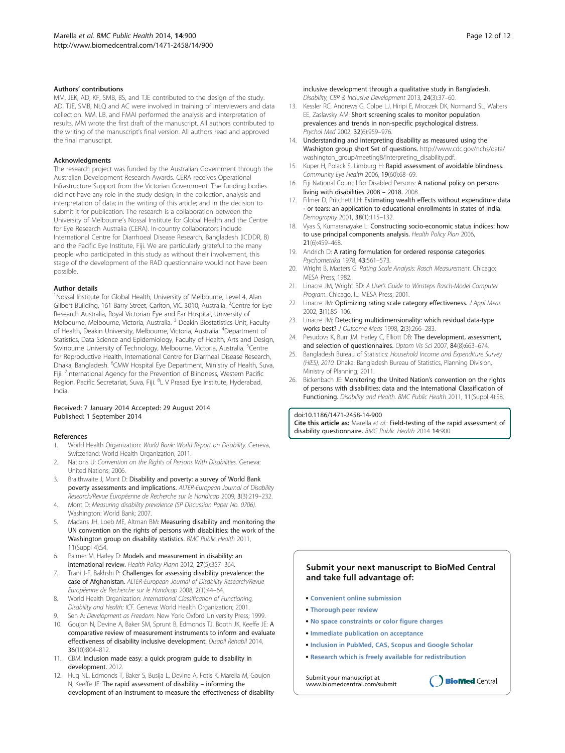### Authors' contributions

MM, JEK, AD, KF, SMB, BS, and TJE contributed to the design of the study. AD, TJE, SMB, NLQ and AC were involved in training of interviewers and data collection. MM, LB, and FMAI performed the analysis and interpretation of results. MM wrote the first draft of the manuscript. All authors contributed to the writing of the manuscript's final version. All authors read and approved the final manuscript.

### Acknowledgments

The research project was funded by the Australian Government through the Australian Development Research Awards. CERA receives Operational Infrastructure Support from the Victorian Government. The funding bodies did not have any role in the study design; in the collection, analysis and interpretation of data; in the writing of this article; and in the decision to submit it for publication. The research is a collaboration between the University of Melbourne's Nossal Institute for Global Health and the Centre for Eye Research Australia (CERA). In-country collaborators include International Centre for Diarrhoeal Disease Research, Bangladesh (ICDDR, B) and the Pacific Eye Institute, Fiji. We are particularly grateful to the many people who participated in this study as without their involvement, this stage of the development of the RAD questionnaire would not have been possible.

### Author details

[1]Nossal Institute for Global Health, University of Melbourne, Level 4, Alan Gilbert Building, 161 Barry Street, Carlton, VIC 3010, Australia. [2]Centre for Eye Research Australia, Royal Victorian Eye and Ear Hospital, University of Melbourne, Melbourne, Victoria, Australia. [3] Deakin Biostatistics Unit, Faculty of Health, Deakin University, Melbourne, Victoria, Australia. [4]Department of Statistics, Data Science and Epidemiology, Faculty of Health, Arts and Design, Swinburne University of Technology, Melbourne, Victoria, Australia. [5]Centre for Reproductive Health, International Centre for Diarrheal Disease Research, Dhaka, Bangladesh. [6]CMW Hospital Eye Department, Ministry of Health, Suva, Fiji. [7]International Agency for the Prevention of Blindness, Western Pacific Region, Pacific Secretariat, Suva, Fiji. [8]L V Prasad Eye Institute, Hyderabad, India.

Received: 7 January 2014 Accepted: 29 August 2014
Published: 1 September 2014

### References

1. World Health Organization: *World Bank: World Report on Disability.* Geneva, Switzerland: World Health Organization; 2011.
2. Nations U: *Convention on the Rights of Persons With Disabilities.* Geneva: United Nations; 2006.
3. Braithwaite J, Mont D: **Disability and poverty: a survey of World Bank poverty assessments and implications.** *ALTER-European Journal of Disability Research/Revue Européenne de Recherche sur le Handicap* 2009, **3**(3):219–232.
4. Mont D: *Measuring disability prevalence (SP Discussion Paper No. 0706).* Washington: World Bank; 2007.
5. Madans JH, Loeb ME, Altman BM: **Measuring disability and monitoring the UN convention on the rights of persons with disabilities: the work of the Washington group on disability statistics.** *BMC Public Health* 2011, **11**(Suppl 4):S4.
6. Palmer M, Harley D: **Models and measurement in disability: an international review.** *Health Policy Plann* 2012, **27**(5):357–364.
7. Trani J-F, Bakhshi P: **Challenges for assessing disability prevalence: the case of Afghanistan.** *ALTER-European Journal of Disability Research/Revue Européenne de Recherche sur le Handicap* 2008, **2**(1):44–64.
8. World Health Organization: *International Classification of Functioning, Disability and Health: ICF.* Geneva: World Health Organization; 2001.
9. Sen A: *Development as Freedom.* New York: Oxford University Press; 1999.
10. Goujon N, Devine A, Baker SM, Sprunt B, Edmonds TJ, Booth JK, Keeffe JE: **A comparative review of measurement instruments to inform and evaluate effectiveness of disability inclusive development.** *Disabil Rehabil* 2014, **36**(10):804–812.
11. CBM: **Inclusion made easy: a quick program guide to disability in development.** 2012.
12. Huq NL, Edmonds T, Baker S, Busija L, Devine A, Fotis K, Marella M, Goujon N, Keeffe JE: **The rapid assessment of disability – informing the development of an instrument to measure the effectiveness of disability inclusive development through a qualitative study in Bangladesh.** *Disability, CBR & Inclusive Development* 2013, **24**(3):37–60.
13. Kessler RC, Andrews G, Colpe LJ, Hiripi E, Mroczek DK, Normand SL, Walters EE, Zaslavsky AM: **Short screening scales to monitor population prevalences and trends in non-specific psychological distress.** *Psychol Med* 2002, **32**(6):959–976.
14. **Understanding and interpreting disability as measured using the Washigton group short Set of questions.** http://www.cdc.gov/nchs/data/washington_group/meeting8/interpreting_disability.pdf.
15. Kuper H, Polack S, Limburg H: **Rapid assessment of avoidable blindness.** *Community Eye Health* 2006, **19**(60):68–69.
16. Fiji National Council for Disabled Persons: **A national policy on persons living with disabilities 2008 – 2018.** 2008.
17. Filmer D, Pritchett LH: **Estimating wealth effects without expenditure data - or tears: an application to educational enrollments in states of India.** *Demography* 2001, **38**(1):115–132.
18. Vyas S, Kumaranayake L: **Constructing socio-economic status indices: how to use principal components analysis.** *Health Policy Plan* 2006, **21**(6):459–468.
19. Andrich D: **A rating formulation for ordered response categories.** *Psychometrika* 1978, **43**:561–573.
20. Wright B, Masters G: *Rating Scale Analysis: Rasch Measurement.* Chicago: MESA Press; 1982.
21. Linacre JM, Wright BD: *A User's Guide to Winsteps Rasch-Model Computer Program.* Chicago, IL: MESA Press; 2001.
22. Linacre JM: **Optimizing rating scale category effectiveness.** *J Appl Meas* 2002, **3**(1):85–106.
23. Linacre JM: **Detecting multidimensionality: which residual data-type works best?** *J Outcome Meas* 1998, **2**(3):266–283.
24. Pesudovs K, Burr JM, Harley C, Elliott DB: **The development, assessment, and selection of questionnaires.** *Optom Vis Sci* 2007, **84**(8):663–674.
25. Bangladesh Bureau of Statistics: *Household Income and Expenditure Survey (HIES), 2010.* Dhaka: Bangladesh Bureau of Statistics, Planning Division, Ministry of Planning; 2011.
26. Bickenbach JE: **Monitoring the United Nation's convention on the rights of persons with disabilities: data and the International Classification of Functioning.** *Disability and Health. BMC Public Health* 2011, **11**(Suppl 4):S8.

doi:10.1186/1471-2458-14-900
**Cite this article as:** Marella *et al.*: Field-testing of the rapid assessment of disability questionnaire. *BMC Public Health* 2014 **14**:900.

**Submit your next manuscript to BioMed Central and take full advantage of:**

- **Convenient online submission**
- **Thorough peer review**
- **No space constraints or color figure charges**
- **Immediate publication on acceptance**
- **Inclusion in PubMed, CAS, Scopus and Google Scholar**
- **Research which is freely available for redistribution**

Submit your manuscript at
www.biomedcentral.com/submit

BioMed Central